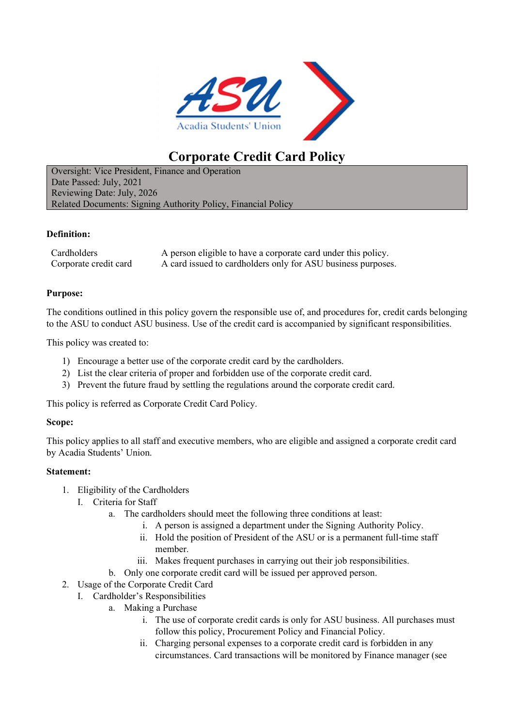# Corporate Credit Card Policy

| Oversight: Vice President, Finance and Operation |
|---|
| Date Passed: July, 2021 |
| Reviewing Date: July, 2026 |
| Related Documents: Signing Authority Policy, Financial Policy |

**Definition:**

| | |
|---|---|
| Cardholders | A person eligible to have a corporate card under this policy. |
| Corporate credit card | A card issued to cardholders only for ASU business purposes. |

**Purpose:**

The conditions outlined in this policy govern the responsible use of, and procedures for, credit cards belonging to the ASU to conduct ASU business. Use of the credit card is accompanied by significant responsibilities.

This policy was created to:

1) Encourage a better use of the corporate credit card by the cardholders.
2) List the clear criteria of proper and forbidden use of the corporate credit card.
3) Prevent the future fraud by settling the regulations around the corporate credit card.

This policy is referred as Corporate Credit Card Policy.

**Scope:**

This policy applies to all staff and executive members, who are eligible and assigned a corporate credit card by Acadia Students' Union.

**Statement:**

1. Eligibility of the Cardholders
   I. Criteria for Staff
      a. The cardholders should meet the following three conditions at least:
         i. A person is assigned a department under the Signing Authority Policy.
         ii. Hold the position of President of the ASU or is a permanent full-time staff member.
         iii. Makes frequent purchases in carrying out their job responsibilities.
      b. Only one corporate credit card will be issued per approved person.
2. Usage of the Corporate Credit Card
   I. Cardholder's Responsibilities
      a. Making a Purchase
         i. The use of corporate credit cards is only for ASU business. All purchases must follow this policy, Procurement Policy and Financial Policy.
         ii. Charging personal expenses to a corporate credit card is forbidden in any circumstances. Card transactions will be monitored by Finance manager (see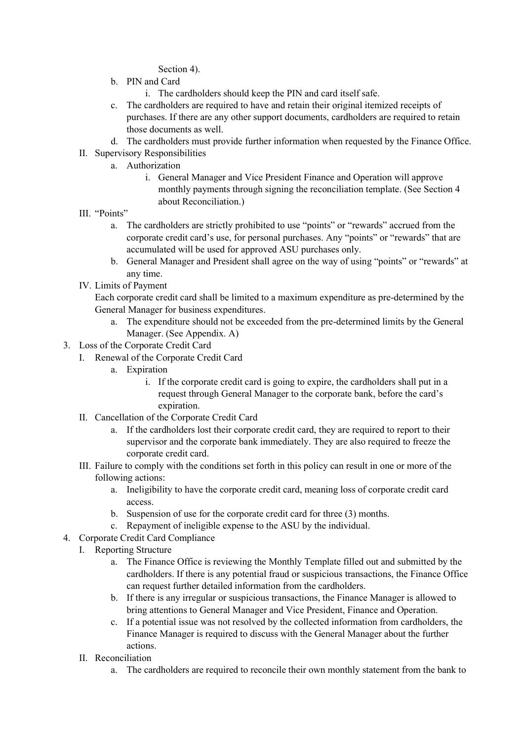Section 4).

b. PIN and Card
    i. The cardholders should keep the PIN and card itself safe.
c. The cardholders are required to have and retain their original itemized receipts of purchases. If there are any other support documents, cardholders are required to retain those documents as well.
d. The cardholders must provide further information when requested by the Finance Office.

II. Supervisory Responsibilities
    a. Authorization
        i. General Manager and Vice President Finance and Operation will approve monthly payments through signing the reconciliation template. (See Section 4 about Reconciliation.)

III. "Points"
    a. The cardholders are strictly prohibited to use "points" or "rewards" accrued from the corporate credit card's use, for personal purchases. Any "points" or "rewards" that are accumulated will be used for approved ASU purchases only.
    b. General Manager and President shall agree on the way of using "points" or "rewards" at any time.

IV. Limits of Payment

    Each corporate credit card shall be limited to a maximum expenditure as pre-determined by the General Manager for business expenditures.
    a. The expenditure should not be exceeded from the pre-determined limits by the General Manager. (See Appendix. A)

3. Loss of the Corporate Credit Card
    I. Renewal of the Corporate Credit Card
        a. Expiration
            i. If the corporate credit card is going to expire, the cardholders shall put in a request through General Manager to the corporate bank, before the card's expiration.
    II. Cancellation of the Corporate Credit Card
        a. If the cardholders lost their corporate credit card, they are required to report to their supervisor and the corporate bank immediately. They are also required to freeze the corporate credit card.
    III. Failure to comply with the conditions set forth in this policy can result in one or more of the following actions:
        a. Ineligibility to have the corporate credit card, meaning loss of corporate credit card access.
        b. Suspension of use for the corporate credit card for three (3) months.
        c. Repayment of ineligible expense to the ASU by the individual.

4. Corporate Credit Card Compliance
    I. Reporting Structure
        a. The Finance Office is reviewing the Monthly Template filled out and submitted by the cardholders. If there is any potential fraud or suspicious transactions, the Finance Office can request further detailed information from the cardholders.
        b. If there is any irregular or suspicious transactions, the Finance Manager is allowed to bring attentions to General Manager and Vice President, Finance and Operation.
        c. If a potential issue was not resolved by the collected information from cardholders, the Finance Manager is required to discuss with the General Manager about the further actions.
    II. Reconciliation
        a. The cardholders are required to reconcile their own monthly statement from the bank to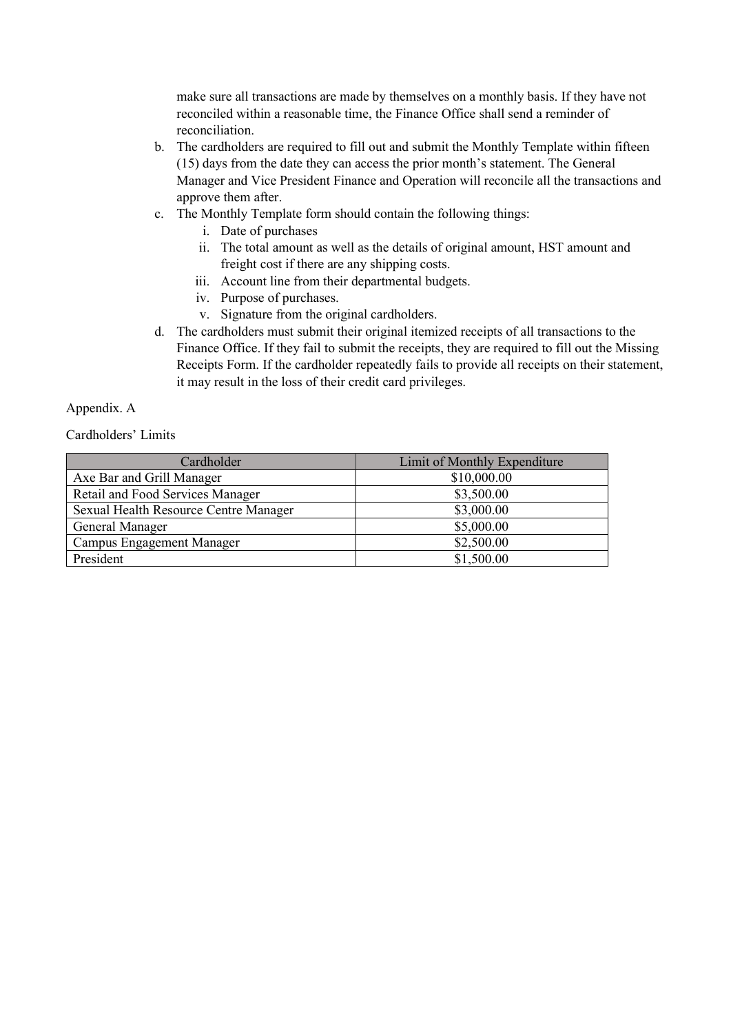make sure all transactions are made by themselves on a monthly basis. If they have not reconciled within a reasonable time, the Finance Office shall send a reminder of reconciliation.

b. The cardholders are required to fill out and submit the Monthly Template within fifteen (15) days from the date they can access the prior month's statement. The General Manager and Vice President Finance and Operation will reconcile all the transactions and approve them after.
c. The Monthly Template form should contain the following things:
    i. Date of purchases
    ii. The total amount as well as the details of original amount, HST amount and freight cost if there are any shipping costs.
    iii. Account line from their departmental budgets.
    iv. Purpose of purchases.
    v. Signature from the original cardholders.
d. The cardholders must submit their original itemized receipts of all transactions to the Finance Office. If they fail to submit the receipts, they are required to fill out the Missing Receipts Form. If the cardholder repeatedly fails to provide all receipts on their statement, it may result in the loss of their credit card privileges.

Appendix. A

Cardholders' Limits

| Cardholder | Limit of Monthly Expenditure |
|---|---|
| Axe Bar and Grill Manager | $10,000.00 |
| Retail and Food Services Manager | $3,500.00 |
| Sexual Health Resource Centre Manager | $3,000.00 |
| General Manager | $5,000.00 |
| Campus Engagement Manager | $2,500.00 |
| President | $1,500.00 |